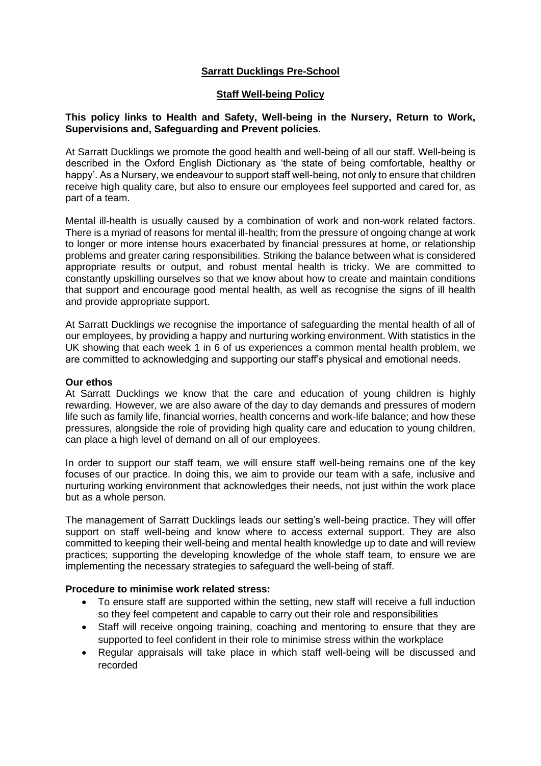# Sarratt Ducklings Pre-School

## Staff Well-being Policy

**This policy links to Health and Safety, Well-being in the Nursery, Return to Work, Supervisions and, Safeguarding and Prevent policies.**

At Sarratt Ducklings we promote the good health and well-being of all our staff. Well-being is described in the Oxford English Dictionary as 'the state of being comfortable, healthy or happy'. As a Nursery, we endeavour to support staff well-being, not only to ensure that children receive high quality care, but also to ensure our employees feel supported and cared for, as part of a team.

Mental ill-health is usually caused by a combination of work and non-work related factors. There is a myriad of reasons for mental ill-health; from the pressure of ongoing change at work to longer or more intense hours exacerbated by financial pressures at home, or relationship problems and greater caring responsibilities. Striking the balance between what is considered appropriate results or output, and robust mental health is tricky. We are committed to constantly upskilling ourselves so that we know about how to create and maintain conditions that support and encourage good mental health, as well as recognise the signs of ill health and provide appropriate support.

At Sarratt Ducklings we recognise the importance of safeguarding the mental health of all of our employees, by providing a happy and nurturing working environment. With statistics in the UK showing that each week 1 in 6 of us experiences a common mental health problem, we are committed to acknowledging and supporting our staff's physical and emotional needs.

**Our ethos**

At Sarratt Ducklings we know that the care and education of young children is highly rewarding. However, we are also aware of the day to day demands and pressures of modern life such as family life, financial worries, health concerns and work-life balance; and how these pressures, alongside the role of providing high quality care and education to young children, can place a high level of demand on all of our employees.

In order to support our staff team, we will ensure staff well-being remains one of the key focuses of our practice. In doing this, we aim to provide our team with a safe, inclusive and nurturing working environment that acknowledges their needs, not just within the work place but as a whole person.

The management of Sarratt Ducklings leads our setting's well-being practice. They will offer support on staff well-being and know where to access external support. They are also committed to keeping their well-being and mental health knowledge up to date and will review practices; supporting the developing knowledge of the whole staff team, to ensure we are implementing the necessary strategies to safeguard the well-being of staff.

**Procedure to minimise work related stress:**

- To ensure staff are supported within the setting, new staff will receive a full induction so they feel competent and capable to carry out their role and responsibilities
- Staff will receive ongoing training, coaching and mentoring to ensure that they are supported to feel confident in their role to minimise stress within the workplace
- Regular appraisals will take place in which staff well-being will be discussed and recorded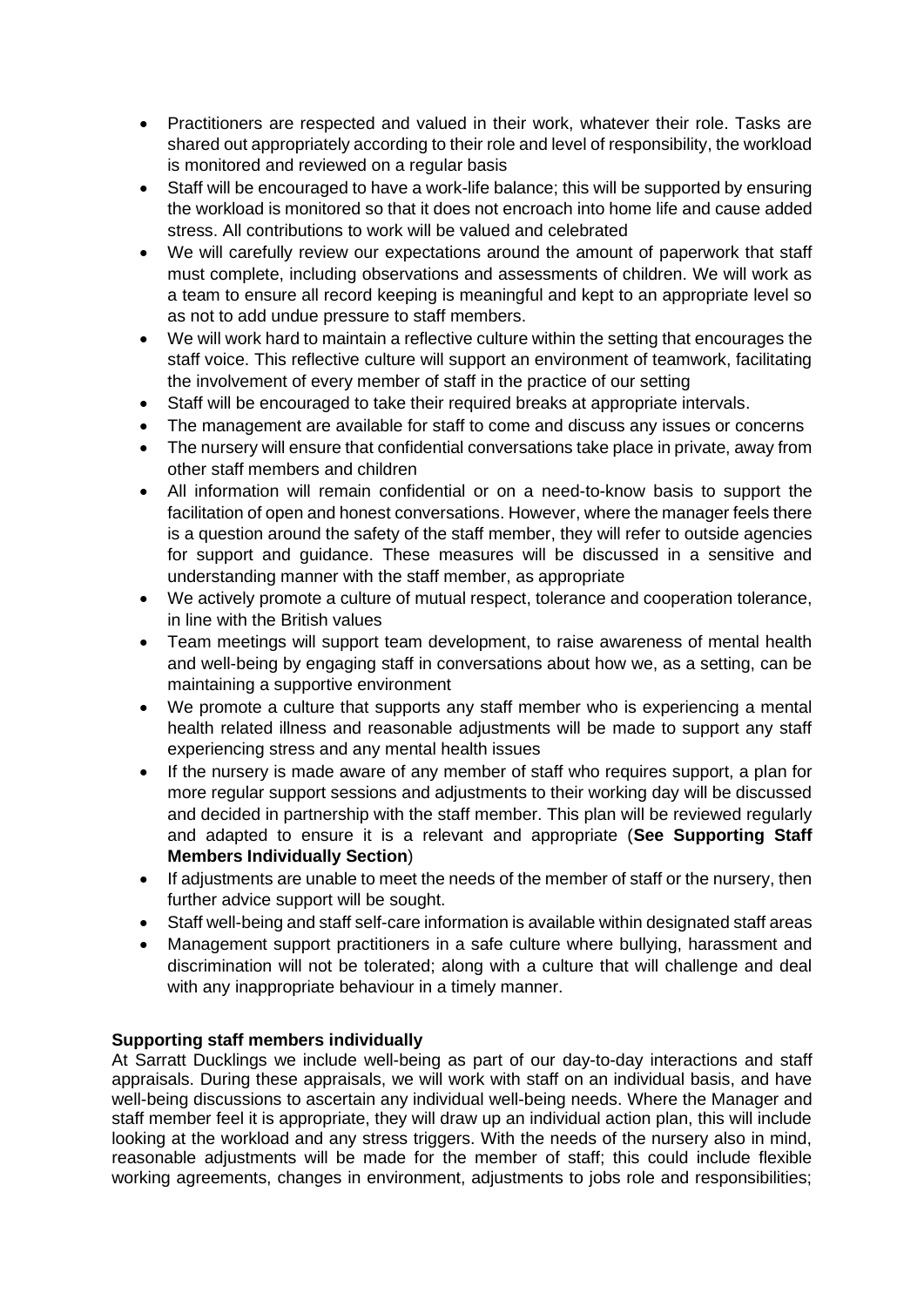- Practitioners are respected and valued in their work, whatever their role. Tasks are shared out appropriately according to their role and level of responsibility, the workload is monitored and reviewed on a regular basis
- Staff will be encouraged to have a work-life balance; this will be supported by ensuring the workload is monitored so that it does not encroach into home life and cause added stress. All contributions to work will be valued and celebrated
- We will carefully review our expectations around the amount of paperwork that staff must complete, including observations and assessments of children. We will work as a team to ensure all record keeping is meaningful and kept to an appropriate level so as not to add undue pressure to staff members.
- We will work hard to maintain a reflective culture within the setting that encourages the staff voice. This reflective culture will support an environment of teamwork, facilitating the involvement of every member of staff in the practice of our setting
- Staff will be encouraged to take their required breaks at appropriate intervals.
- The management are available for staff to come and discuss any issues or concerns
- The nursery will ensure that confidential conversations take place in private, away from other staff members and children
- All information will remain confidential or on a need-to-know basis to support the facilitation of open and honest conversations. However, where the manager feels there is a question around the safety of the staff member, they will refer to outside agencies for support and guidance. These measures will be discussed in a sensitive and understanding manner with the staff member, as appropriate
- We actively promote a culture of mutual respect, tolerance and cooperation tolerance, in line with the British values
- Team meetings will support team development, to raise awareness of mental health and well-being by engaging staff in conversations about how we, as a setting, can be maintaining a supportive environment
- We promote a culture that supports any staff member who is experiencing a mental health related illness and reasonable adjustments will be made to support any staff experiencing stress and any mental health issues
- If the nursery is made aware of any member of staff who requires support, a plan for more regular support sessions and adjustments to their working day will be discussed and decided in partnership with the staff member. This plan will be reviewed regularly and adapted to ensure it is a relevant and appropriate (**See Supporting Staff Members Individually Section**)
- If adjustments are unable to meet the needs of the member of staff or the nursery, then further advice support will be sought.
- Staff well-being and staff self-care information is available within designated staff areas
- Management support practitioners in a safe culture where bullying, harassment and discrimination will not be tolerated; along with a culture that will challenge and deal with any inappropriate behaviour in a timely manner.

**Supporting staff members individually**

At Sarratt Ducklings we include well-being as part of our day-to-day interactions and staff appraisals. During these appraisals, we will work with staff on an individual basis, and have well-being discussions to ascertain any individual well-being needs. Where the Manager and staff member feel it is appropriate, they will draw up an individual action plan, this will include looking at the workload and any stress triggers. With the needs of the nursery also in mind, reasonable adjustments will be made for the member of staff; this could include flexible working agreements, changes in environment, adjustments to jobs role and responsibilities;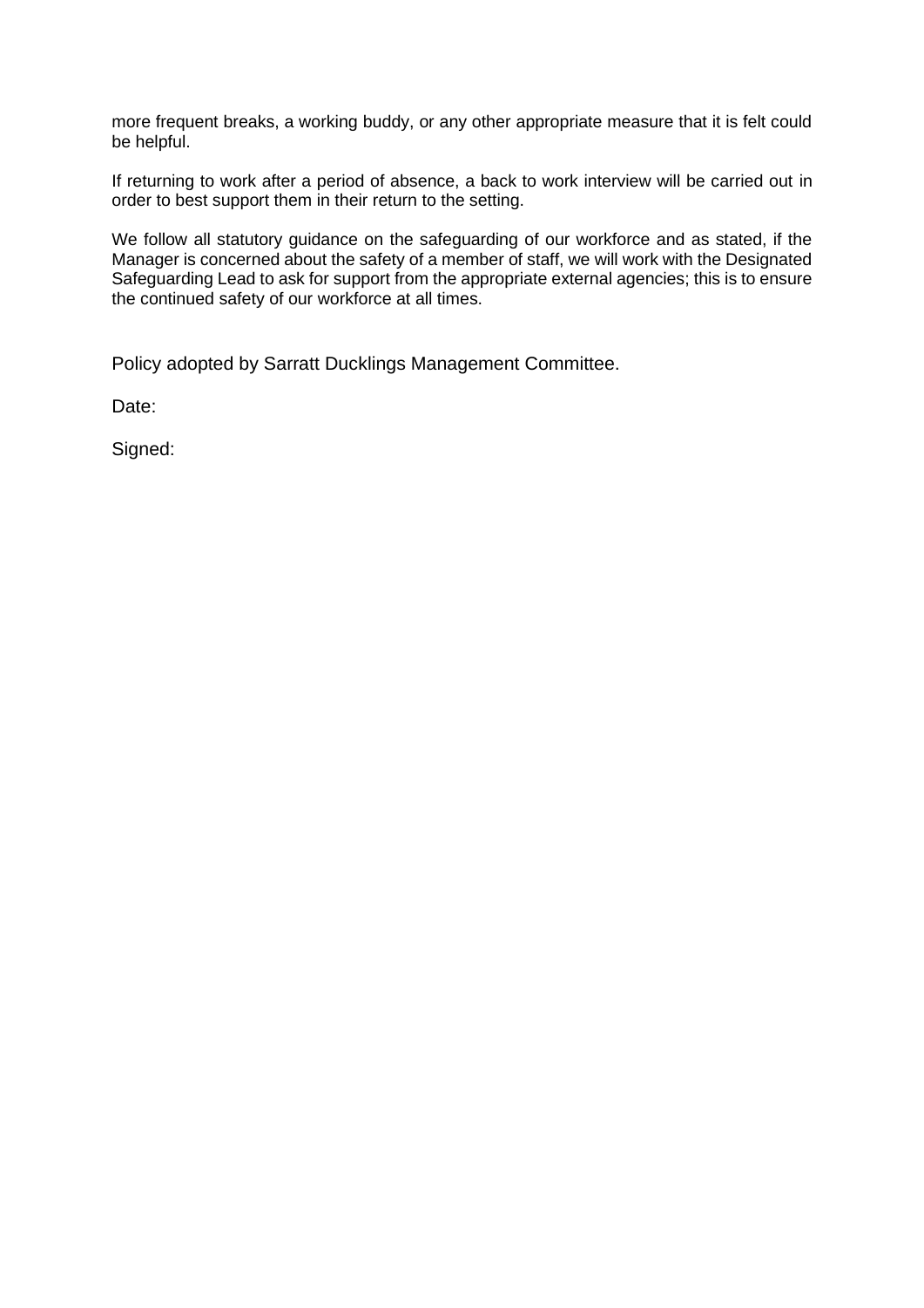more frequent breaks, a working buddy, or any other appropriate measure that it is felt could be helpful.

If returning to work after a period of absence, a back to work interview will be carried out in order to best support them in their return to the setting.

We follow all statutory guidance on the safeguarding of our workforce and as stated, if the Manager is concerned about the safety of a member of staff, we will work with the Designated Safeguarding Lead to ask for support from the appropriate external agencies; this is to ensure the continued safety of our workforce at all times.

Policy adopted by Sarratt Ducklings Management Committee.

Date:

Signed: